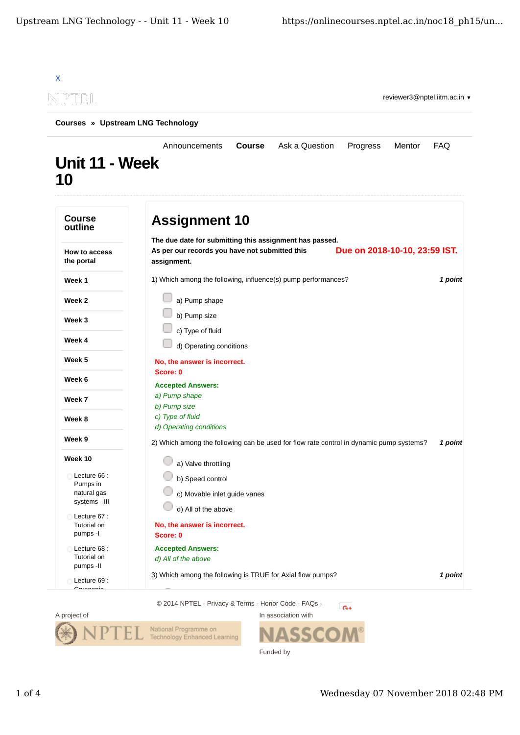X

reviewer3@nptel.iitm.ac.in ▼

Courses » Upstream LNG Technology

Announcements | **Course** | Ask a Question | Progress | Mentor | FAQ

# Unit 11 - Week 10

## Course outline

- How to access the portal
- Week 1
- Week 2
- Week 3
- Week 4
- Week 5
- Week 6
- Week 7
- Week 8
- Week 9
- Week 10
  - Lecture 66 : Pumps in natural gas systems - III
  - Lecture 67 : Tutorial on pumps -I
  - Lecture 68 : Tutorial on pumps -II
  - Lecture 69 : Cryogenic...

## Assignment 10

**The due date for submitting this assignment has passed.**
**As per our records you have not submitted this assignment.**

**Due on 2018-10-10, 23:59 IST.**

1) Which among the following, influence(s) pump performances? ***1 point***

- a) Pump shape
- b) Pump size
- c) Type of fluid
- d) Operating conditions

**No, the answer is incorrect.**
**Score: 0**

**Accepted Answers:**
*a) Pump shape*
*b) Pump size*
*c) Type of fluid*
*d) Operating conditions*

2) Which among the following can be used for flow rate control in dynamic pump systems? ***1 point***

- a) Valve throttling
- b) Speed control
- c) Movable inlet guide vanes
- d) All of the above

**No, the answer is incorrect.**
**Score: 0**

**Accepted Answers:**
*d) All of the above*

3) Which among the following is TRUE for Axial flow pumps? ***1 point***

© 2014 NPTEL - Privacy & Terms - Honor Code - FAQs -

A project of

NPTEL National Programme on Technology Enhanced Learning

In association with

NASSCOM

Funded by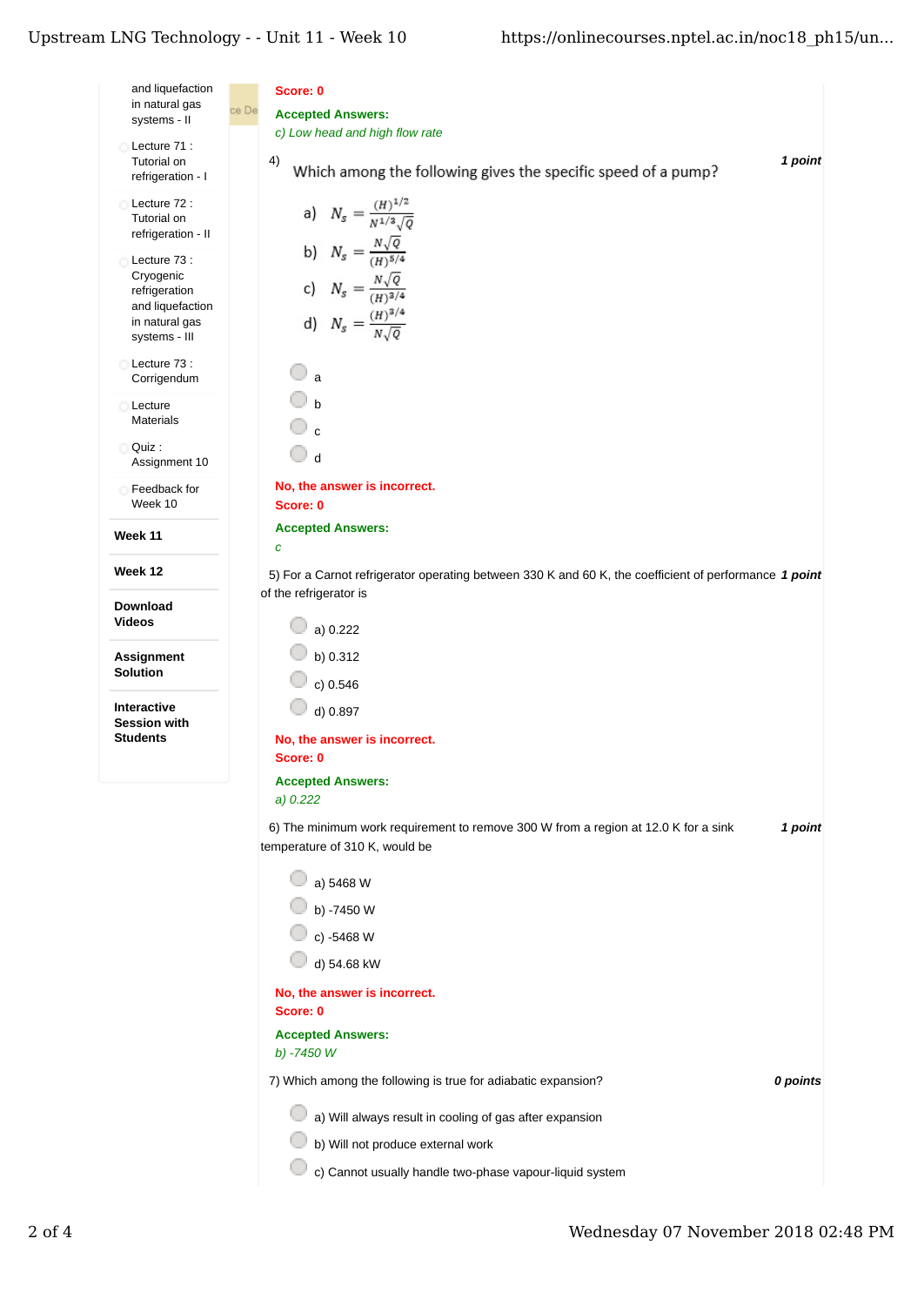- and liquefaction in natural gas systems - II
- Lecture 71 : Tutorial on refrigeration - I
- Lecture 72 : Tutorial on refrigeration - II
- Lecture 73 : Cryogenic refrigeration and liquefaction in natural gas systems - III
- Lecture 73 : Corrigendum
- Lecture Materials
- Quiz : Assignment 10
- Feedback for Week 10

**Week 11**

**Week 12**

**Download Videos**

**Assignment Solution**

**Interactive Session with Students**

**Score: 0**

**Accepted Answers:**

*c) Low head and high flow rate*

4) Which among the following gives the specific speed of a pump? *1 point*

a) $N_s = \frac{(H)^{1/2}}{N^{1/3}\sqrt{Q}}$

b) $N_s = \frac{N\sqrt{Q}}{(H)^{5/4}}$

c) $N_s = \frac{N\sqrt{Q}}{(H)^{3/4}}$

d) $N_s = \frac{(H)^{3/4}}{N\sqrt{Q}}$

- a
- b
- c
- d

**No, the answer is incorrect.**
**Score: 0**

**Accepted Answers:**

*c*

5) For a Carnot refrigerator operating between 330 K and 60 K, the coefficient of performance of the refrigerator is *1 point*

- a) 0.222
- b) 0.312
- c) 0.546
- d) 0.897

**No, the answer is incorrect.**
**Score: 0**

**Accepted Answers:**

*a) 0.222*

6) The minimum work requirement to remove 300 W from a region at 12.0 K for a sink temperature of 310 K, would be *1 point*

- a) 5468 W
- b) -7450 W
- c) -5468 W
- d) 54.68 kW

**No, the answer is incorrect.**
**Score: 0**

**Accepted Answers:**

*b) -7450 W*

7) Which among the following is true for adiabatic expansion? *0 points*

- a) Will always result in cooling of gas after expansion
- b) Will not produce external work
- c) Cannot usually handle two-phase vapour-liquid system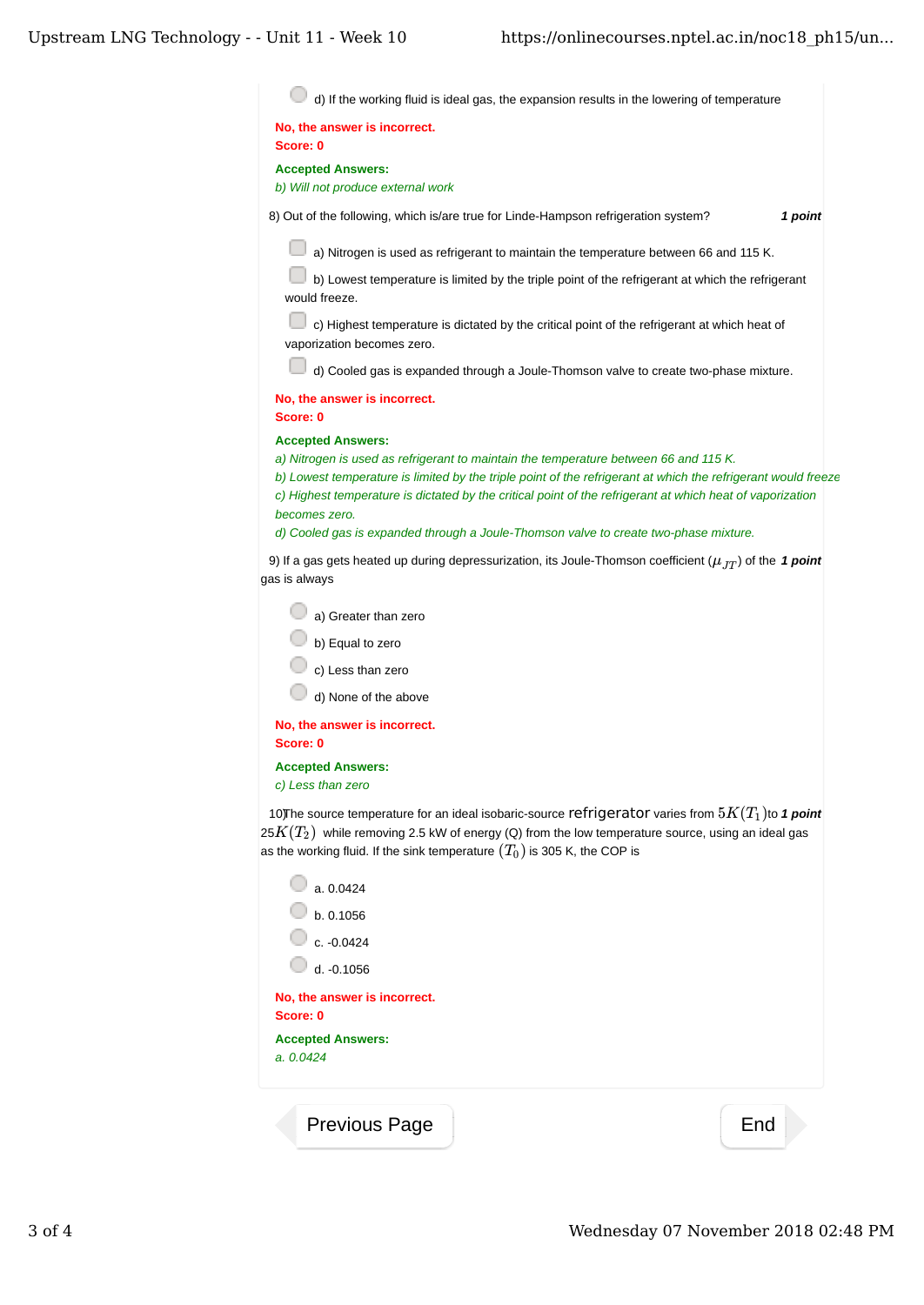d) If the working fluid is ideal gas, the expansion results in the lowering of temperature

**No, the answer is incorrect.**
**Score: 0**

**Accepted Answers:**
*b) Will not produce external work*

8) Out of the following, which is/are true for Linde-Hampson refrigeration system? ***1 point***

a) Nitrogen is used as refrigerant to maintain the temperature between 66 and 115 K.

b) Lowest temperature is limited by the triple point of the refrigerant at which the refrigerant would freeze.

c) Highest temperature is dictated by the critical point of the refrigerant at which heat of vaporization becomes zero.

d) Cooled gas is expanded through a Joule-Thomson valve to create two-phase mixture.

**No, the answer is incorrect.**
**Score: 0**

**Accepted Answers:**
*a) Nitrogen is used as refrigerant to maintain the temperature between 66 and 115 K.*
*b) Lowest temperature is limited by the triple point of the refrigerant at which the refrigerant would freeze*
*c) Highest temperature is dictated by the critical point of the refrigerant at which heat of vaporization becomes zero.*
*d) Cooled gas is expanded through a Joule-Thomson valve to create two-phase mixture.*

9) If a gas gets heated up during depressurization, its Joule-Thomson coefficient ($\mu_{JT}$) of the gas is always ***1 point***

a) Greater than zero

b) Equal to zero

c) Less than zero

d) None of the above

**No, the answer is incorrect.**
**Score: 0**

**Accepted Answers:**
*c) Less than zero*

10)The source temperature for an ideal isobaric-source refrigerator varies from $5K(T_1)$ to $25K(T_2)$ while removing 2.5 kW of energy (Q) from the low temperature source, using an ideal gas as the working fluid. If the sink temperature $(T_0)$ is 305 K, the COP is ***1 point***

a. 0.0424

b. 0.1056

c. -0.0424

d. -0.1056

**No, the answer is incorrect.**
**Score: 0**

**Accepted Answers:**
*a. 0.0424*

Previous Page

End